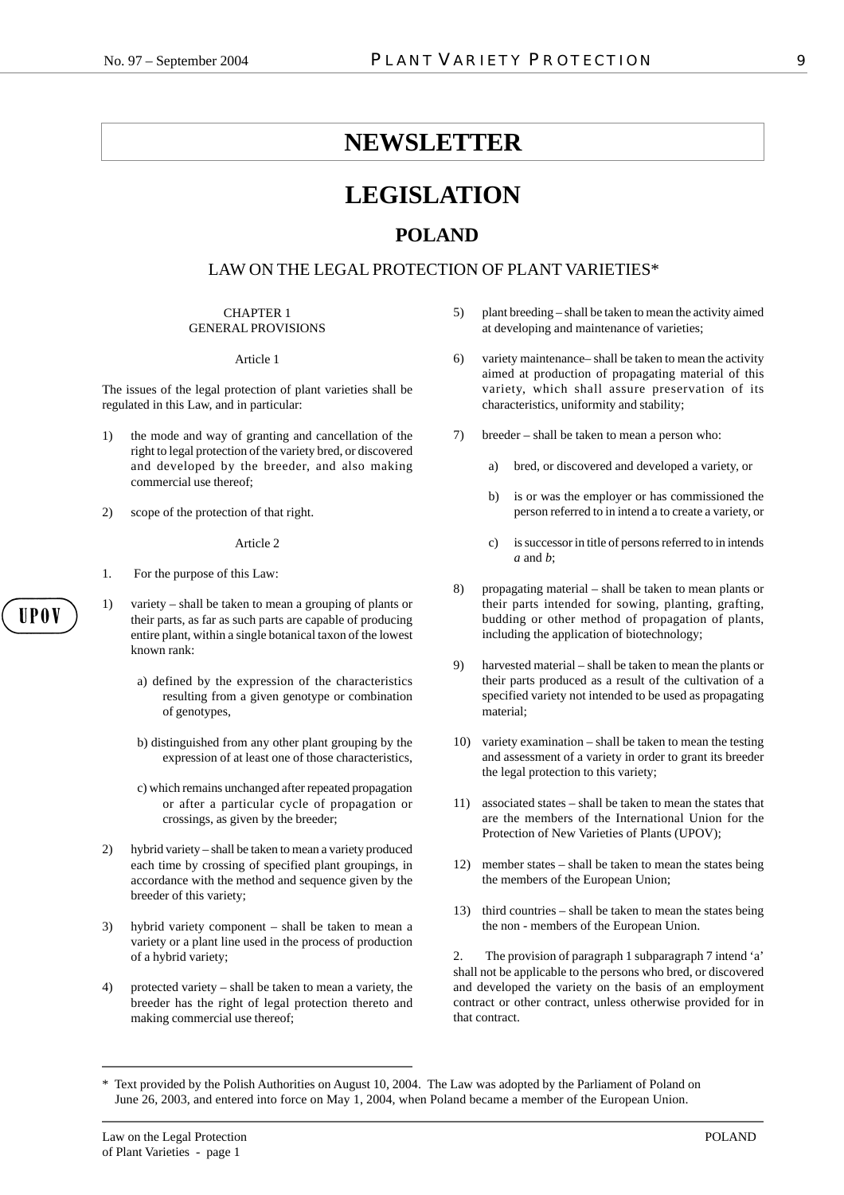# NEWSLETTER

# LEGISLATION

## POLAND

### LAW ON THE LEGAL PROTECTION OF PLANT VARIETIES*

CHAPTER 1
GENERAL PROVISIONS

Article 1

The issues of the legal protection of plant varieties shall be regulated in this Law, and in particular:

1) the mode and way of granting and cancellation of the right to legal protection of the variety bred, or discovered and developed by the breeder, and also making commercial use thereof;

2) scope of the protection of that right.

Article 2

1. For the purpose of this Law:

1) variety – shall be taken to mean a grouping of plants or their parts, as far as such parts are capable of producing entire plant, within a single botanical taxon of the lowest known rank:

   a) defined by the expression of the characteristics resulting from a given genotype or combination of genotypes,

   b) distinguished from any other plant grouping by the expression of at least one of those characteristics,

   c) which remains unchanged after repeated propagation or after a particular cycle of propagation or crossings, as given by the breeder;

2) hybrid variety – shall be taken to mean a variety produced each time by crossing of specified plant groupings, in accordance with the method and sequence given by the breeder of this variety;

3) hybrid variety component – shall be taken to mean a variety or a plant line used in the process of production of a hybrid variety;

4) protected variety – shall be taken to mean a variety, the breeder has the right of legal protection thereto and making commercial use thereof;

5) plant breeding – shall be taken to mean the activity aimed at developing and maintenance of varieties;

6) variety maintenance– shall be taken to mean the activity aimed at production of propagating material of this variety, which shall assure preservation of its characteristics, uniformity and stability;

7) breeder – shall be taken to mean a person who:

   a) bred, or discovered and developed a variety, or

   b) is or was the employer or has commissioned the person referred to in intend a to create a variety, or

   c) is successor in title of persons referred to in intends *a* and *b*;

8) propagating material – shall be taken to mean plants or their parts intended for sowing, planting, grafting, budding or other method of propagation of plants, including the application of biotechnology;

9) harvested material – shall be taken to mean the plants or their parts produced as a result of the cultivation of a specified variety not intended to be used as propagating material;

10) variety examination – shall be taken to mean the testing and assessment of a variety in order to grant its breeder the legal protection to this variety;

11) associated states – shall be taken to mean the states that are the members of the International Union for the Protection of New Varieties of Plants (UPOV);

12) member states – shall be taken to mean the states being the members of the European Union;

13) third countries – shall be taken to mean the states being the non - members of the European Union.

2. The provision of paragraph 1 subparagraph 7 intend 'a' shall not be applicable to the persons who bred, or discovered and developed the variety on the basis of an employment contract or other contract, unless otherwise provided for in that contract.

---

* Text provided by the Polish Authorities on August 10, 2004. The Law was adopted by the Parliament of Poland on June 26, 2003, and entered into force on May 1, 2004, when Poland became a member of the European Union.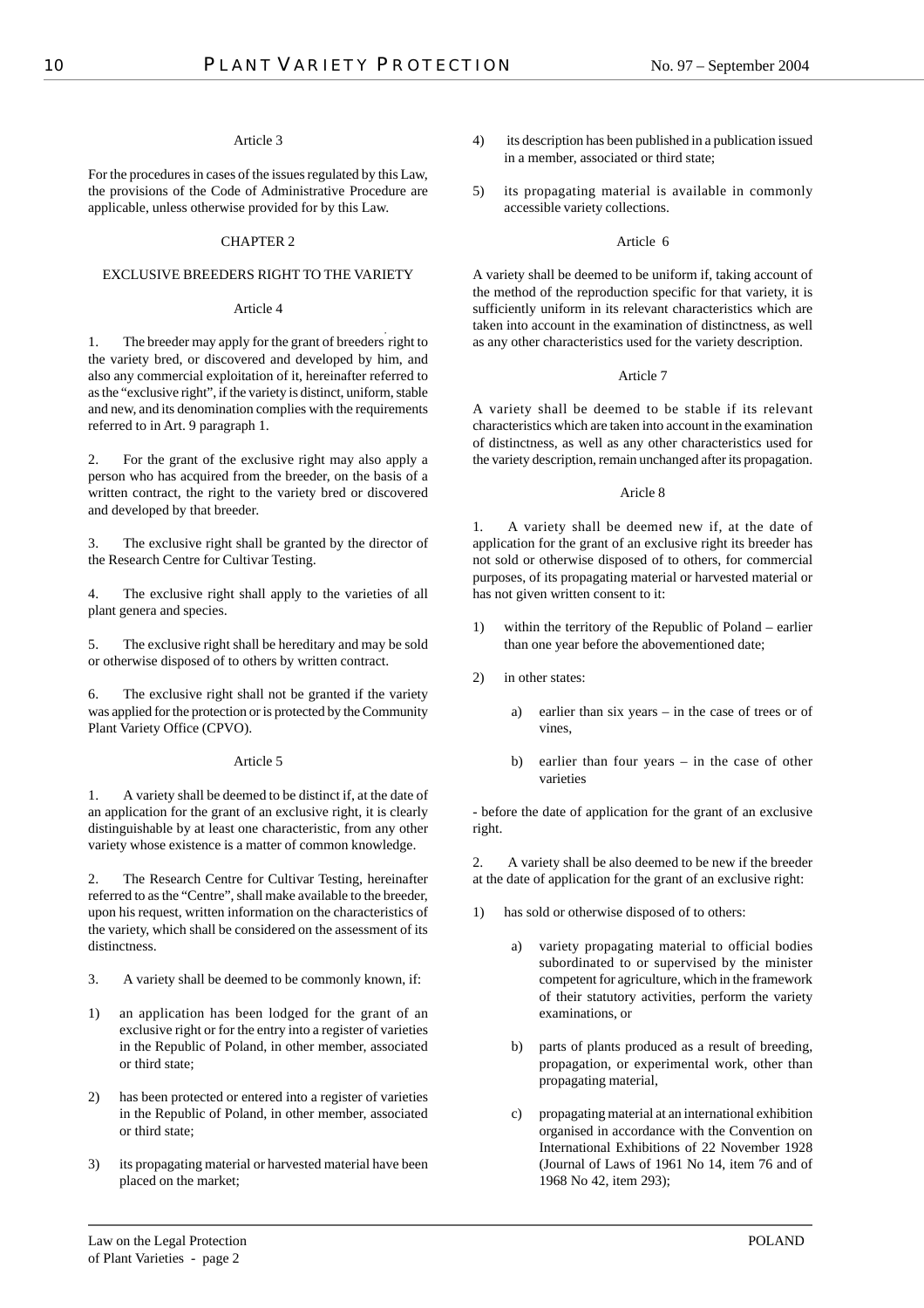Article 3

For the procedures in cases of the issues regulated by this Law, the provisions of the Code of Administrative Procedure are applicable, unless otherwise provided for by this Law.

CHAPTER 2

EXCLUSIVE BREEDERS RIGHT TO THE VARIETY

Article 4

1. The breeder may apply for the grant of breeders' right to the variety bred, or discovered and developed by him, and also any commercial exploitation of it, hereinafter referred to as the "exclusive right", if the variety is distinct, uniform, stable and new, and its denomination complies with the requirements referred to in Art. 9 paragraph 1.

2. For the grant of the exclusive right may also apply a person who has acquired from the breeder, on the basis of a written contract, the right to the variety bred or discovered and developed by that breeder.

3. The exclusive right shall be granted by the director of the Research Centre for Cultivar Testing.

4. The exclusive right shall apply to the varieties of all plant genera and species.

5. The exclusive right shall be hereditary and may be sold or otherwise disposed of to others by written contract.

6. The exclusive right shall not be granted if the variety was applied for the protection or is protected by the Community Plant Variety Office (CPVO).

Article 5

1. A variety shall be deemed to be distinct if, at the date of an application for the grant of an exclusive right, it is clearly distinguishable by at least one characteristic, from any other variety whose existence is a matter of common knowledge.

2. The Research Centre for Cultivar Testing, hereinafter referred to as the "Centre", shall make available to the breeder, upon his request, written information on the characteristics of the variety, which shall be considered on the assessment of its distinctness.

3. A variety shall be deemed to be commonly known, if:

1) an application has been lodged for the grant of an exclusive right or for the entry into a register of varieties in the Republic of Poland, in other member, associated or third state;

2) has been protected or entered into a register of varieties in the Republic of Poland, in other member, associated or third state;

3) its propagating material or harvested material have been placed on the market;

4) its description has been published in a publication issued in a member, associated or third state;

5) its propagating material is available in commonly accessible variety collections.

Article 6

A variety shall be deemed to be uniform if, taking account of the method of the reproduction specific for that variety, it is sufficiently uniform in its relevant characteristics which are taken into account in the examination of distinctness, as well as any other characteristics used for the variety description.

Article 7

A variety shall be deemed to be stable if its relevant characteristics which are taken into account in the examination of distinctness, as well as any other characteristics used for the variety description, remain unchanged after its propagation.

Aricle 8

1. A variety shall be deemed new if, at the date of application for the grant of an exclusive right its breeder has not sold or otherwise disposed of to others, for commercial purposes, of its propagating material or harvested material or has not given written consent to it:

1) within the territory of the Republic of Poland – earlier than one year before the abovementioned date;

2) in other states:

   a) earlier than six years – in the case of trees or of vines,

   b) earlier than four years – in the case of other varieties

- before the date of application for the grant of an exclusive right.

2. A variety shall be also deemed to be new if the breeder at the date of application for the grant of an exclusive right:

1) has sold or otherwise disposed of to others:

   a) variety propagating material to official bodies subordinated to or supervised by the minister competent for agriculture, which in the framework of their statutory activities, perform the variety examinations, or

   b) parts of plants produced as a result of breeding, propagation, or experimental work, other than propagating material,

   c) propagating material at an international exhibition organised in accordance with the Convention on International Exhibitions of 22 November 1928 (Journal of Laws of 1961 No 14, item 76 and of 1968 No 42, item 293);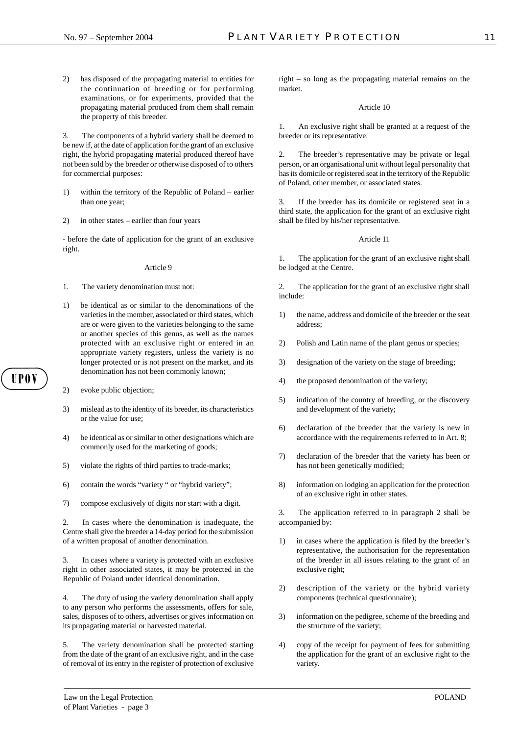2) has disposed of the propagating material to entities for the continuation of breeding or for performing examinations, or for experiments, provided that the propagating material produced from them shall remain the property of this breeder.

3. The components of a hybrid variety shall be deemed to be new if, at the date of application for the grant of an exclusive right, the hybrid propagating material produced thereof have not been sold by the breeder or otherwise disposed of to others for commercial purposes:

1) within the territory of the Republic of Poland – earlier than one year;

2) in other states – earlier than four years

- before the date of application for the grant of an exclusive right.

Article 9

1. The variety denomination must not:

1) be identical as or similar to the denominations of the varieties in the member, associated or third states, which are or were given to the varieties belonging to the same or another species of this genus, as well as the names protected with an exclusive right or entered in an appropriate variety registers, unless the variety is no longer protected or is not present on the market, and its denomination has not been commonly known;

2) evoke public objection;

3) mislead as to the identity of its breeder, its characteristics or the value for use;

4) be identical as or similar to other designations which are commonly used for the marketing of goods;

5) violate the rights of third parties to trade-marks;

6) contain the words "variety " or "hybrid variety";

7) compose exclusively of digits nor start with a digit.

2. In cases where the denomination is inadequate, the Centre shall give the breeder a 14-day period for the submission of a written proposal of another denomination.

3. In cases where a variety is protected with an exclusive right in other associated states, it may be protected in the Republic of Poland under identical denomination.

4. The duty of using the variety denomination shall apply to any person who performs the assessments, offers for sale, sales, disposes of to others, advertises or gives information on its propagating material or harvested material.

5. The variety denomination shall be protected starting from the date of the grant of an exclusive right, and in the case of removal of its entry in the register of protection of exclusive right – so long as the propagating material remains on the market.

Article 10

1. An exclusive right shall be granted at a request of the breeder or its representative.

2. The breeder's representative may be private or legal person, or an organisational unit without legal personality that has its domicile or registered seat in the territory of the Republic of Poland, other member, or associated states.

3. If the breeder has its domicile or registered seat in a third state, the application for the grant of an exclusive right shall be filed by his/her representative.

Article 11

1. The application for the grant of an exclusive right shall be lodged at the Centre.

2. The application for the grant of an exclusive right shall include:

1) the name, address and domicile of the breeder or the seat address;

2) Polish and Latin name of the plant genus or species;

3) designation of the variety on the stage of breeding;

4) the proposed denomination of the variety;

5) indication of the country of breeding, or the discovery and development of the variety;

6) declaration of the breeder that the variety is new in accordance with the requirements referred to in Art. 8;

7) declaration of the breeder that the variety has been or has not been genetically modified;

8) information on lodging an application for the protection of an exclusive right in other states.

3. The application referred to in paragraph 2 shall be accompanied by:

1) in cases where the application is filed by the breeder's representative, the authorisation for the representation of the breeder in all issues relating to the grant of an exclusive right;

2) description of the variety or the hybrid variety components (technical questionnaire);

3) information on the pedigree, scheme of the breeding and the structure of the variety;

4) copy of the receipt for payment of fees for submitting the application for the grant of an exclusive right to the variety.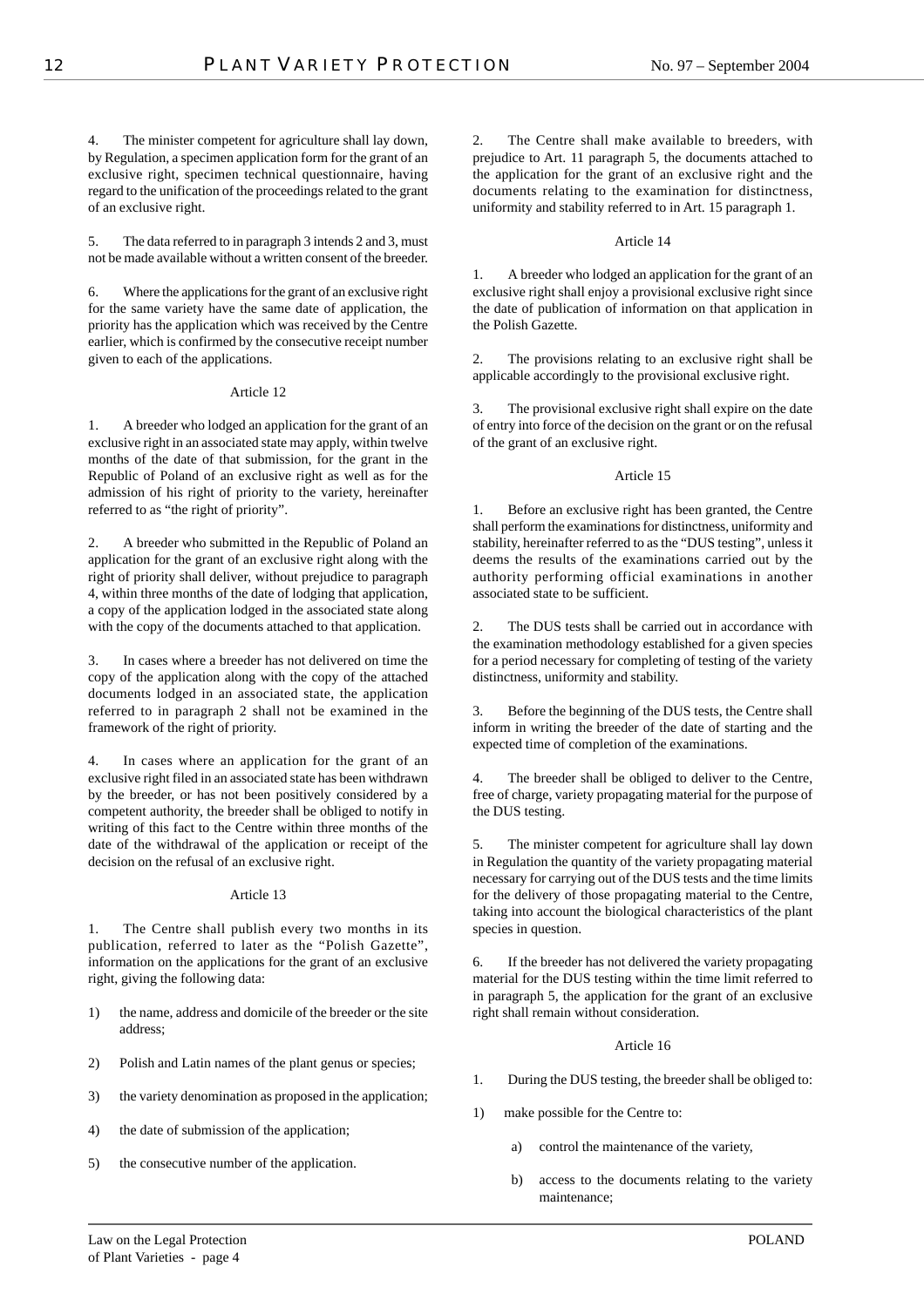4. The minister competent for agriculture shall lay down, by Regulation, a specimen application form for the grant of an exclusive right, specimen technical questionnaire, having regard to the unification of the proceedings related to the grant of an exclusive right.

5. The data referred to in paragraph 3 intends 2 and 3, must not be made available without a written consent of the breeder.

6. Where the applications for the grant of an exclusive right for the same variety have the same date of application, the priority has the application which was received by the Centre earlier, which is confirmed by the consecutive receipt number given to each of the applications.

Article 12

1. A breeder who lodged an application for the grant of an exclusive right in an associated state may apply, within twelve months of the date of that submission, for the grant in the Republic of Poland of an exclusive right as well as for the admission of his right of priority to the variety, hereinafter referred to as "the right of priority".

2. A breeder who submitted in the Republic of Poland an application for the grant of an exclusive right along with the right of priority shall deliver, without prejudice to paragraph 4, within three months of the date of lodging that application, a copy of the application lodged in the associated state along with the copy of the documents attached to that application.

3. In cases where a breeder has not delivered on time the copy of the application along with the copy of the attached documents lodged in an associated state, the application referred to in paragraph 2 shall not be examined in the framework of the right of priority.

4. In cases where an application for the grant of an exclusive right filed in an associated state has been withdrawn by the breeder, or has not been positively considered by a competent authority, the breeder shall be obliged to notify in writing of this fact to the Centre within three months of the date of the withdrawal of the application or receipt of the decision on the refusal of an exclusive right.

Article 13

1. The Centre shall publish every two months in its publication, referred to later as the "Polish Gazette", information on the applications for the grant of an exclusive right, giving the following data:

1) the name, address and domicile of the breeder or the site address;

2) Polish and Latin names of the plant genus or species;

3) the variety denomination as proposed in the application;

4) the date of submission of the application;

5) the consecutive number of the application.

2. The Centre shall make available to breeders, with prejudice to Art. 11 paragraph 5, the documents attached to the application for the grant of an exclusive right and the documents relating to the examination for distinctness, uniformity and stability referred to in Art. 15 paragraph 1.

Article 14

1. A breeder who lodged an application for the grant of an exclusive right shall enjoy a provisional exclusive right since the date of publication of information on that application in the Polish Gazette.

2. The provisions relating to an exclusive right shall be applicable accordingly to the provisional exclusive right.

3. The provisional exclusive right shall expire on the date of entry into force of the decision on the grant or on the refusal of the grant of an exclusive right.

Article 15

1. Before an exclusive right has been granted, the Centre shall perform the examinations for distinctness, uniformity and stability, hereinafter referred to as the "DUS testing", unless it deems the results of the examinations carried out by the authority performing official examinations in another associated state to be sufficient.

2. The DUS tests shall be carried out in accordance with the examination methodology established for a given species for a period necessary for completing of testing of the variety distinctness, uniformity and stability.

3. Before the beginning of the DUS tests, the Centre shall inform in writing the breeder of the date of starting and the expected time of completion of the examinations.

4. The breeder shall be obliged to deliver to the Centre, free of charge, variety propagating material for the purpose of the DUS testing.

5. The minister competent for agriculture shall lay down in Regulation the quantity of the variety propagating material necessary for carrying out of the DUS tests and the time limits for the delivery of those propagating material to the Centre, taking into account the biological characteristics of the plant species in question.

6. If the breeder has not delivered the variety propagating material for the DUS testing within the time limit referred to in paragraph 5, the application for the grant of an exclusive right shall remain without consideration.

Article 16

1. During the DUS testing, the breeder shall be obliged to:

1) make possible for the Centre to:

   a) control the maintenance of the variety,

   b) access to the documents relating to the variety maintenance;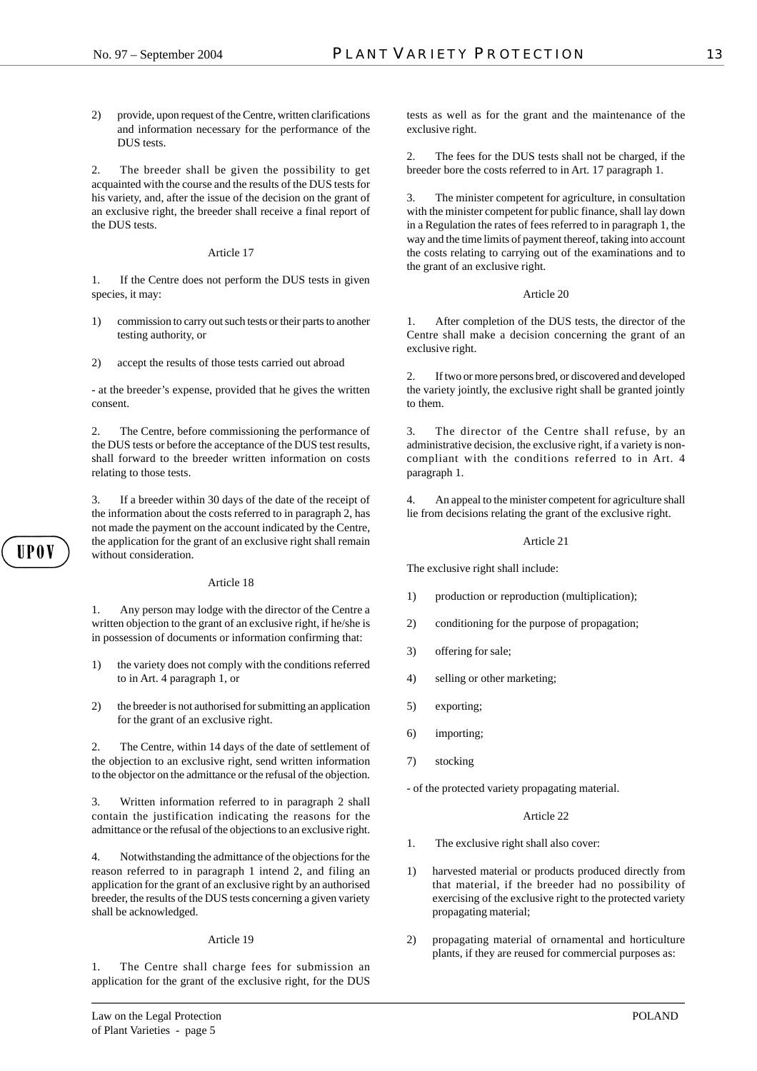2) provide, upon request of the Centre, written clarifications and information necessary for the performance of the DUS tests.

2. The breeder shall be given the possibility to get acquainted with the course and the results of the DUS tests for his variety, and, after the issue of the decision on the grant of an exclusive right, the breeder shall receive a final report of the DUS tests.

Article 17

1. If the Centre does not perform the DUS tests in given species, it may:

1) commission to carry out such tests or their parts to another testing authority, or

2) accept the results of those tests carried out abroad

- at the breeder's expense, provided that he gives the written consent.

2. The Centre, before commissioning the performance of the DUS tests or before the acceptance of the DUS test results, shall forward to the breeder written information on costs relating to those tests.

3. If a breeder within 30 days of the date of the receipt of the information about the costs referred to in paragraph 2, has not made the payment on the account indicated by the Centre, the application for the grant of an exclusive right shall remain without consideration.

Article 18

1. Any person may lodge with the director of the Centre a written objection to the grant of an exclusive right, if he/she is in possession of documents or information confirming that:

1) the variety does not comply with the conditions referred to in Art. 4 paragraph 1, or

2) the breeder is not authorised for submitting an application for the grant of an exclusive right.

2. The Centre, within 14 days of the date of settlement of the objection to an exclusive right, send written information to the objector on the admittance or the refusal of the objection.

3. Written information referred to in paragraph 2 shall contain the justification indicating the reasons for the admittance or the refusal of the objections to an exclusive right.

4. Notwithstanding the admittance of the objections for the reason referred to in paragraph 1 intend 2, and filing an application for the grant of an exclusive right by an authorised breeder, the results of the DUS tests concerning a given variety shall be acknowledged.

Article 19

1. The Centre shall charge fees for submission an application for the grant of the exclusive right, for the DUS tests as well as for the grant and the maintenance of the exclusive right.

2. The fees for the DUS tests shall not be charged, if the breeder bore the costs referred to in Art. 17 paragraph 1.

3. The minister competent for agriculture, in consultation with the minister competent for public finance, shall lay down in a Regulation the rates of fees referred to in paragraph 1, the way and the time limits of payment thereof, taking into account the costs relating to carrying out of the examinations and to the grant of an exclusive right.

Article 20

1. After completion of the DUS tests, the director of the Centre shall make a decision concerning the grant of an exclusive right.

2. If two or more persons bred, or discovered and developed the variety jointly, the exclusive right shall be granted jointly to them.

3. The director of the Centre shall refuse, by an administrative decision, the exclusive right, if a variety is non-compliant with the conditions referred to in Art. 4 paragraph 1.

4. An appeal to the minister competent for agriculture shall lie from decisions relating the grant of the exclusive right.

Article 21

The exclusive right shall include:

1) production or reproduction (multiplication);

2) conditioning for the purpose of propagation;

3) offering for sale;

4) selling or other marketing;

5) exporting;

6) importing;

7) stocking

- of the protected variety propagating material.

Article 22

1. The exclusive right shall also cover:

1) harvested material or products produced directly from that material, if the breeder had no possibility of exercising of the exclusive right to the protected variety propagating material;

2) propagating material of ornamental and horticulture plants, if they are reused for commercial purposes as: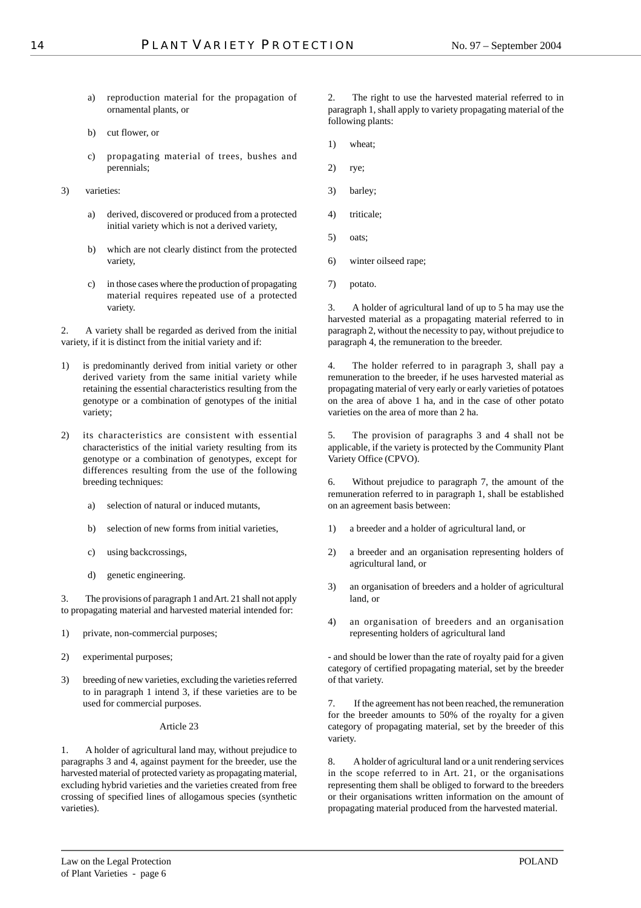a) reproduction material for the propagation of ornamental plants, or

b) cut flower, or

c) propagating material of trees, bushes and perennials;

3) varieties:

a) derived, discovered or produced from a protected initial variety which is not a derived variety,

b) which are not clearly distinct from the protected variety,

c) in those cases where the production of propagating material requires repeated use of a protected variety.

2. A variety shall be regarded as derived from the initial variety, if it is distinct from the initial variety and if:

1) is predominantly derived from initial variety or other derived variety from the same initial variety while retaining the essential characteristics resulting from the genotype or a combination of genotypes of the initial variety;

2) its characteristics are consistent with essential characteristics of the initial variety resulting from its genotype or a combination of genotypes, except for differences resulting from the use of the following breeding techniques:

a) selection of natural or induced mutants,

b) selection of new forms from initial varieties,

c) using backcrossings,

d) genetic engineering.

3. The provisions of paragraph 1 and Art. 21 shall not apply to propagating material and harvested material intended for:

1) private, non-commercial purposes;

2) experimental purposes;

3) breeding of new varieties, excluding the varieties referred to in paragraph 1 intend 3, if these varieties are to be used for commercial purposes.

Article 23

1. A holder of agricultural land may, without prejudice to paragraphs 3 and 4, against payment for the breeder, use the harvested material of protected variety as propagating material, excluding hybrid varieties and the varieties created from free crossing of specified lines of allogamous species (synthetic varieties).

2. The right to use the harvested material referred to in paragraph 1, shall apply to variety propagating material of the following plants:

1) wheat;

2) rye;

3) barley;

4) triticale;

5) oats;

6) winter oilseed rape;

7) potato.

3. A holder of agricultural land of up to 5 ha may use the harvested material as a propagating material referred to in paragraph 2, without the necessity to pay, without prejudice to paragraph 4, the remuneration to the breeder.

4. The holder referred to in paragraph 3, shall pay a remuneration to the breeder, if he uses harvested material as propagating material of very early or early varieties of potatoes on the area of above 1 ha, and in the case of other potato varieties on the area of more than 2 ha.

5. The provision of paragraphs 3 and 4 shall not be applicable, if the variety is protected by the Community Plant Variety Office (CPVO).

6. Without prejudice to paragraph 7, the amount of the remuneration referred to in paragraph 1, shall be established on an agreement basis between:

1) a breeder and a holder of agricultural land, or

2) a breeder and an organisation representing holders of agricultural land, or

3) an organisation of breeders and a holder of agricultural land, or

4) an organisation of breeders and an organisation representing holders of agricultural land

- and should be lower than the rate of royalty paid for a given category of certified propagating material, set by the breeder of that variety.

7. If the agreement has not been reached, the remuneration for the breeder amounts to 50% of the royalty for a given category of propagating material, set by the breeder of this variety.

8. A holder of agricultural land or a unit rendering services in the scope referred to in Art. 21, or the organisations representing them shall be obliged to forward to the breeders or their organisations written information on the amount of propagating material produced from the harvested material.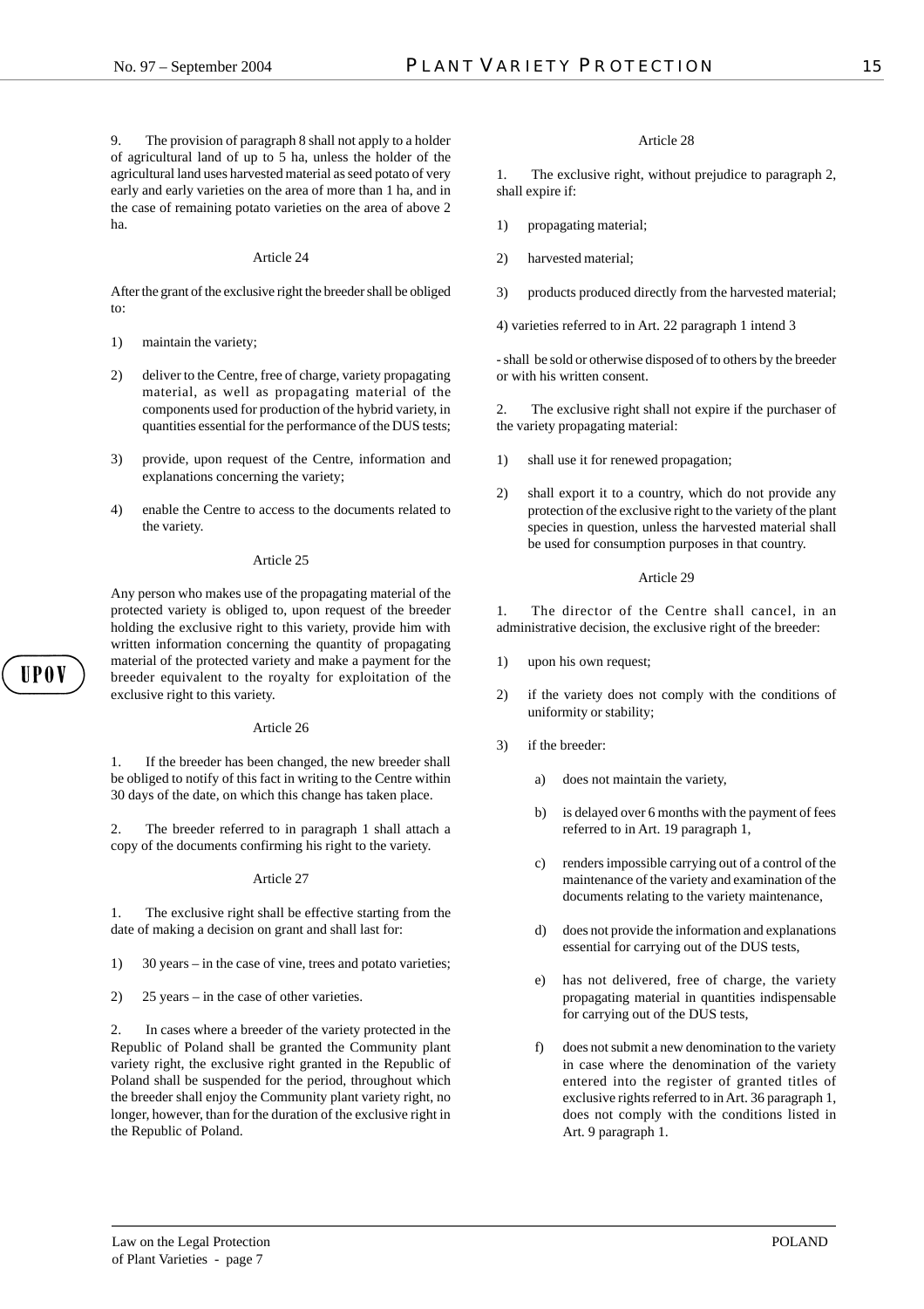9. The provision of paragraph 8 shall not apply to a holder of agricultural land of up to 5 ha, unless the holder of the agricultural land uses harvested material as seed potato of very early and early varieties on the area of more than 1 ha, and in the case of remaining potato varieties on the area of above 2 ha.

Article 24

After the grant of the exclusive right the breeder shall be obliged to:

1) maintain the variety;

2) deliver to the Centre, free of charge, variety propagating material, as well as propagating material of the components used for production of the hybrid variety, in quantities essential for the performance of the DUS tests;

3) provide, upon request of the Centre, information and explanations concerning the variety;

4) enable the Centre to access to the documents related to the variety.

Article 25

Any person who makes use of the propagating material of the protected variety is obliged to, upon request of the breeder holding the exclusive right to this variety, provide him with written information concerning the quantity of propagating material of the protected variety and make a payment for the breeder equivalent to the royalty for exploitation of the exclusive right to this variety.

Article 26

1. If the breeder has been changed, the new breeder shall be obliged to notify of this fact in writing to the Centre within 30 days of the date, on which this change has taken place.

2. The breeder referred to in paragraph 1 shall attach a copy of the documents confirming his right to the variety.

Article 27

1. The exclusive right shall be effective starting from the date of making a decision on grant and shall last for:

1) 30 years – in the case of vine, trees and potato varieties;

2) 25 years – in the case of other varieties.

2. In cases where a breeder of the variety protected in the Republic of Poland shall be granted the Community plant variety right, the exclusive right granted in the Republic of Poland shall be suspended for the period, throughout which the breeder shall enjoy the Community plant variety right, no longer, however, than for the duration of the exclusive right in the Republic of Poland.

Article 28

1. The exclusive right, without prejudice to paragraph 2, shall expire if:

1) propagating material;

2) harvested material;

3) products produced directly from the harvested material;

4) varieties referred to in Art. 22 paragraph 1 intend 3

- shall be sold or otherwise disposed of to others by the breeder or with his written consent.

2. The exclusive right shall not expire if the purchaser of the variety propagating material:

1) shall use it for renewed propagation;

2) shall export it to a country, which do not provide any protection of the exclusive right to the variety of the plant species in question, unless the harvested material shall be used for consumption purposes in that country.

Article 29

1. The director of the Centre shall cancel, in an administrative decision, the exclusive right of the breeder:

1) upon his own request;

2) if the variety does not comply with the conditions of uniformity or stability;

3) if the breeder:

   a) does not maintain the variety,

   b) is delayed over 6 months with the payment of fees referred to in Art. 19 paragraph 1,

   c) renders impossible carrying out of a control of the maintenance of the variety and examination of the documents relating to the variety maintenance,

   d) does not provide the information and explanations essential for carrying out of the DUS tests,

   e) has not delivered, free of charge, the variety propagating material in quantities indispensable for carrying out of the DUS tests,

   f) does not submit a new denomination to the variety in case where the denomination of the variety entered into the register of granted titles of exclusive rights referred to in Art. 36 paragraph 1, does not comply with the conditions listed in Art. 9 paragraph 1.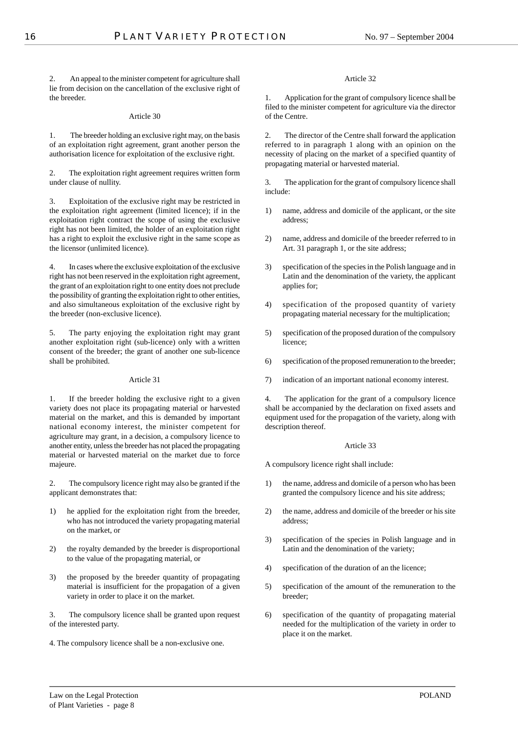2. An appeal to the minister competent for agriculture shall lie from decision on the cancellation of the exclusive right of the breeder.

Article 30

1. The breeder holding an exclusive right may, on the basis of an exploitation right agreement, grant another person the authorisation licence for exploitation of the exclusive right.

2. The exploitation right agreement requires written form under clause of nullity.

3. Exploitation of the exclusive right may be restricted in the exploitation right agreement (limited licence); if in the exploitation right contract the scope of using the exclusive right has not been limited, the holder of an exploitation right has a right to exploit the exclusive right in the same scope as the licensor (unlimited licence).

4. In cases where the exclusive exploitation of the exclusive right has not been reserved in the exploitation right agreement, the grant of an exploitation right to one entity does not preclude the possibility of granting the exploitation right to other entities, and also simultaneous exploitation of the exclusive right by the breeder (non-exclusive licence).

5. The party enjoying the exploitation right may grant another exploitation right (sub-licence) only with a written consent of the breeder; the grant of another one sub-licence shall be prohibited.

Article 31

1. If the breeder holding the exclusive right to a given variety does not place its propagating material or harvested material on the market, and this is demanded by important national economy interest, the minister competent for agriculture may grant, in a decision, a compulsory licence to another entity, unless the breeder has not placed the propagating material or harvested material on the market due to force majeure.

2. The compulsory licence right may also be granted if the applicant demonstrates that:

1) he applied for the exploitation right from the breeder, who has not introduced the variety propagating material on the market, or

2) the royalty demanded by the breeder is disproportional to the value of the propagating material, or

3) the proposed by the breeder quantity of propagating material is insufficient for the propagation of a given variety in order to place it on the market.

3. The compulsory licence shall be granted upon request of the interested party.

4. The compulsory licence shall be a non-exclusive one.

Article 32

1. Application for the grant of compulsory licence shall be filed to the minister competent for agriculture via the director of the Centre.

2. The director of the Centre shall forward the application referred to in paragraph 1 along with an opinion on the necessity of placing on the market of a specified quantity of propagating material or harvested material.

3. The application for the grant of compulsory licence shall include:

1) name, address and domicile of the applicant, or the site address;

2) name, address and domicile of the breeder referred to in Art. 31 paragraph 1, or the site address;

3) specification of the species in the Polish language and in Latin and the denomination of the variety, the applicant applies for;

4) specification of the proposed quantity of variety propagating material necessary for the multiplication;

5) specification of the proposed duration of the compulsory licence;

6) specification of the proposed remuneration to the breeder;

7) indication of an important national economy interest.

4. The application for the grant of a compulsory licence shall be accompanied by the declaration on fixed assets and equipment used for the propagation of the variety, along with description thereof.

Article 33

A compulsory licence right shall include:

1) the name, address and domicile of a person who has been granted the compulsory licence and his site address;

2) the name, address and domicile of the breeder or his site address;

3) specification of the species in Polish language and in Latin and the denomination of the variety;

4) specification of the duration of an the licence;

5) specification of the amount of the remuneration to the breeder;

6) specification of the quantity of propagating material needed for the multiplication of the variety in order to place it on the market.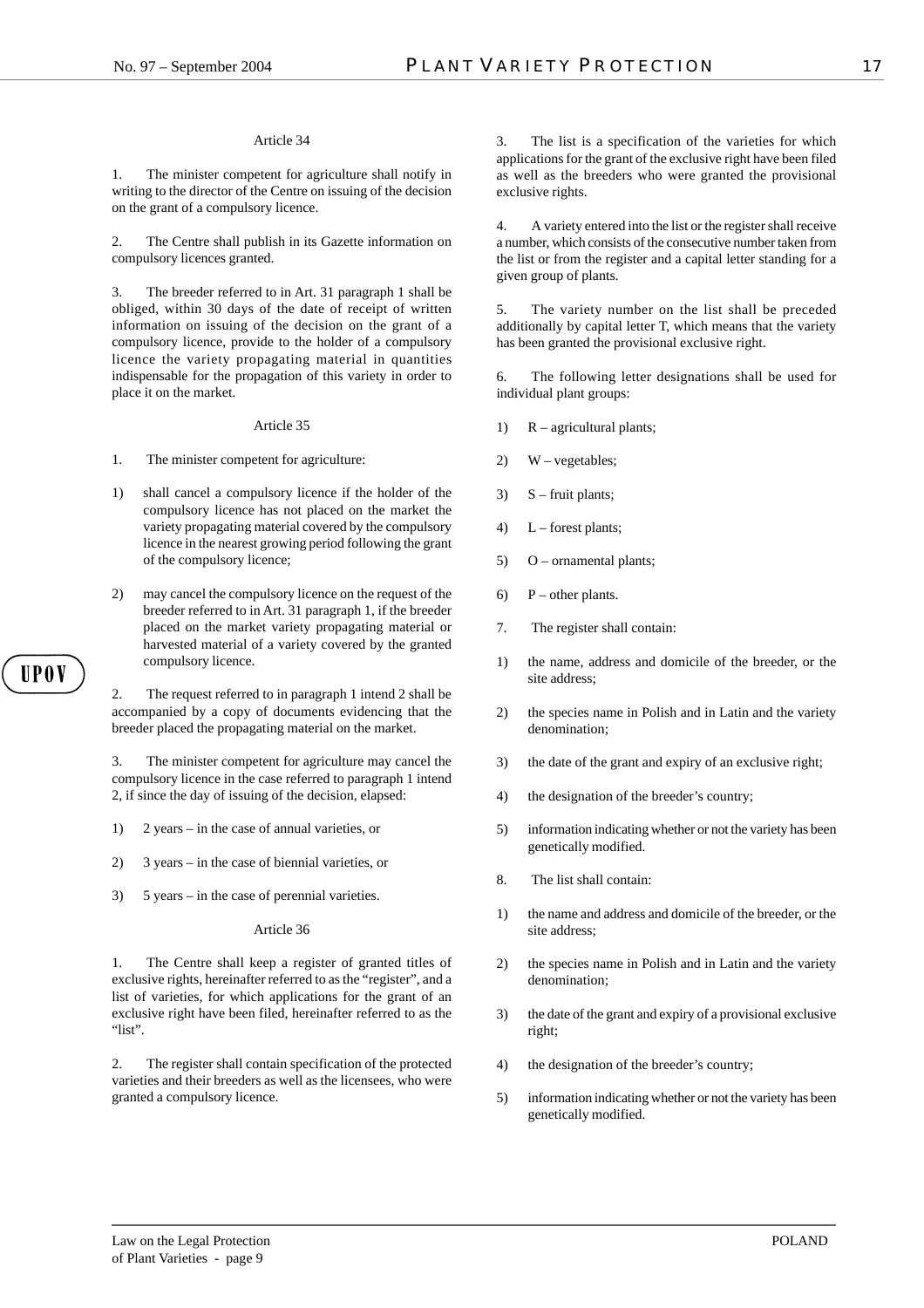Article 34

1. The minister competent for agriculture shall notify in writing to the director of the Centre on issuing of the decision on the grant of a compulsory licence.

2. The Centre shall publish in its Gazette information on compulsory licences granted.

3. The breeder referred to in Art. 31 paragraph 1 shall be obliged, within 30 days of the date of receipt of written information on issuing of the decision on the grant of a compulsory licence, provide to the holder of a compulsory licence the variety propagating material in quantities indispensable for the propagation of this variety in order to place it on the market.

Article 35

1. The minister competent for agriculture:

1) shall cancel a compulsory licence if the holder of the compulsory licence has not placed on the market the variety propagating material covered by the compulsory licence in the nearest growing period following the grant of the compulsory licence;

2) may cancel the compulsory licence on the request of the breeder referred to in Art. 31 paragraph 1, if the breeder placed on the market variety propagating material or harvested material of a variety covered by the granted compulsory licence.

2. The request referred to in paragraph 1 intend 2 shall be accompanied by a copy of documents evidencing that the breeder placed the propagating material on the market.

3. The minister competent for agriculture may cancel the compulsory licence in the case referred to paragraph 1 intend 2, if since the day of issuing of the decision, elapsed:

1) 2 years – in the case of annual varieties, or

2) 3 years – in the case of biennial varieties, or

3) 5 years – in the case of perennial varieties.

Article 36

1. The Centre shall keep a register of granted titles of exclusive rights, hereinafter referred to as the "register", and a list of varieties, for which applications for the grant of an exclusive right have been filed, hereinafter referred to as the "list".

2. The register shall contain specification of the protected varieties and their breeders as well as the licensees, who were granted a compulsory licence.

3. The list is a specification of the varieties for which applications for the grant of the exclusive right have been filed as well as the breeders who were granted the provisional exclusive rights.

4. A variety entered into the list or the register shall receive a number, which consists of the consecutive number taken from the list or from the register and a capital letter standing for a given group of plants.

5. The variety number on the list shall be preceded additionally by capital letter T, which means that the variety has been granted the provisional exclusive right.

6. The following letter designations shall be used for individual plant groups:

1) R – agricultural plants;

2) W – vegetables;

3) S – fruit plants;

4) L – forest plants;

5) O – ornamental plants;

6) P – other plants.

7. The register shall contain:

1) the name, address and domicile of the breeder, or the site address;

2) the species name in Polish and in Latin and the variety denomination;

3) the date of the grant and expiry of an exclusive right;

4) the designation of the breeder's country;

5) information indicating whether or not the variety has been genetically modified.

8. The list shall contain:

1) the name and address and domicile of the breeder, or the site address;

2) the species name in Polish and in Latin and the variety denomination;

3) the date of the grant and expiry of a provisional exclusive right;

4) the designation of the breeder's country;

5) information indicating whether or not the variety has been genetically modified.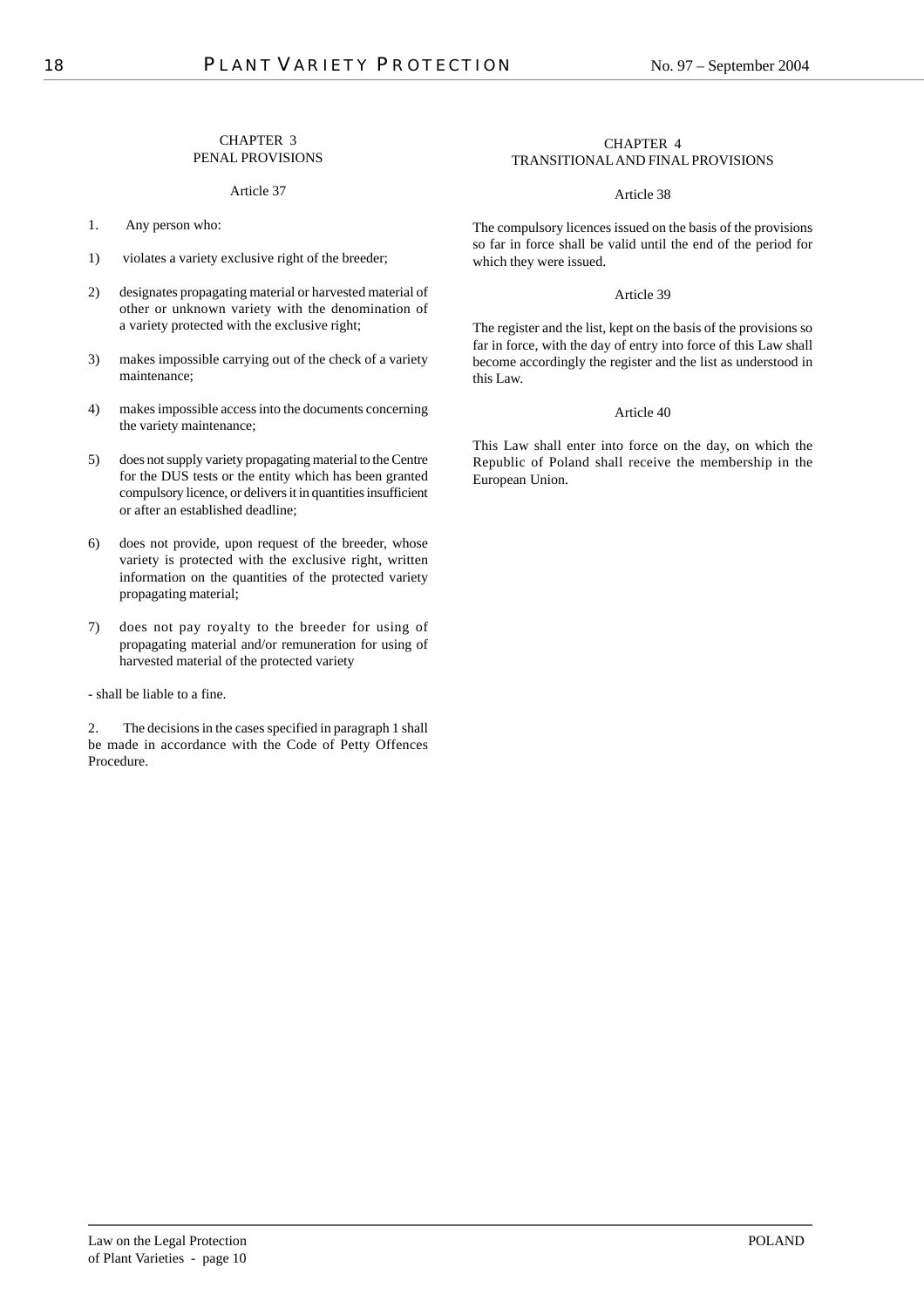## CHAPTER 3
## PENAL PROVISIONS

### Article 37

1. Any person who:

1) violates a variety exclusive right of the breeder;

2) designates propagating material or harvested material of other or unknown variety with the denomination of a variety protected with the exclusive right;

3) makes impossible carrying out of the check of a variety maintenance;

4) makes impossible access into the documents concerning the variety maintenance;

5) does not supply variety propagating material to the Centre for the DUS tests or the entity which has been granted compulsory licence, or delivers it in quantities insufficient or after an established deadline;

6) does not provide, upon request of the breeder, whose variety is protected with the exclusive right, written information on the quantities of the protected variety propagating material;

7) does not pay royalty to the breeder for using of propagating material and/or remuneration for using of harvested material of the protected variety

- shall be liable to a fine.

2. The decisions in the cases specified in paragraph 1 shall be made in accordance with the Code of Petty Offences Procedure.

## CHAPTER 4
## TRANSITIONAL AND FINAL PROVISIONS

### Article 38

The compulsory licences issued on the basis of the provisions so far in force shall be valid until the end of the period for which they were issued.

### Article 39

The register and the list, kept on the basis of the provisions so far in force, with the day of entry into force of this Law shall become accordingly the register and the list as understood in this Law.

### Article 40

This Law shall enter into force on the day, on which the Republic of Poland shall receive the membership in the European Union.